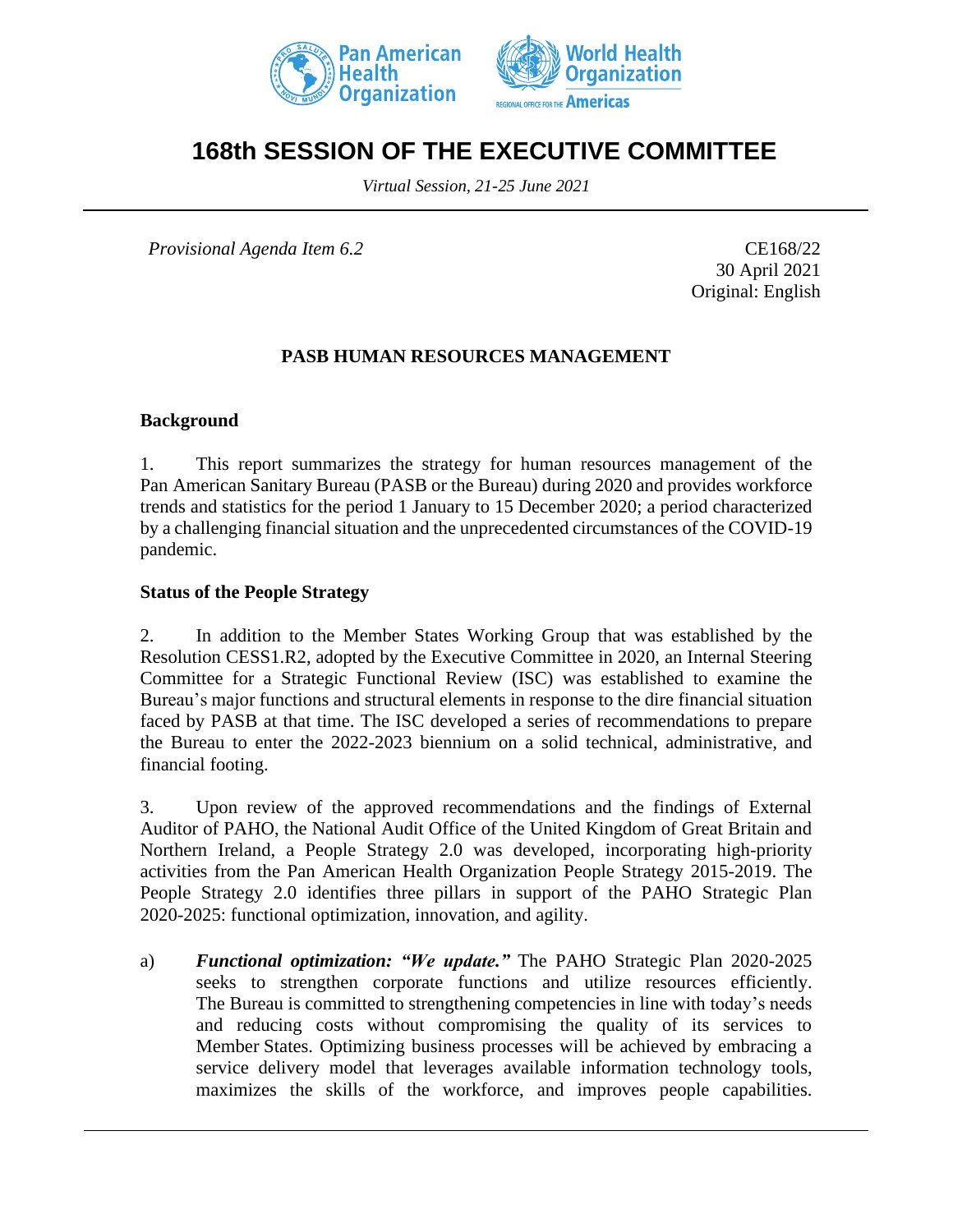# 168th SESSION OF THE EXECUTIVE COMMITTEE

*Virtual Session, 21-25 June 2021*

*Provisional Agenda Item 6.2*

CE168/22
30 April 2021
Original: English

## PASB HUMAN RESOURCES MANAGEMENT

### Background

1. This report summarizes the strategy for human resources management of the Pan American Sanitary Bureau (PASB or the Bureau) during 2020 and provides workforce trends and statistics for the period 1 January to 15 December 2020; a period characterized by a challenging financial situation and the unprecedented circumstances of the COVID-19 pandemic.

### Status of the People Strategy

2. In addition to the Member States Working Group that was established by the Resolution CESS1.R2, adopted by the Executive Committee in 2020, an Internal Steering Committee for a Strategic Functional Review (ISC) was established to examine the Bureau's major functions and structural elements in response to the dire financial situation faced by PASB at that time. The ISC developed a series of recommendations to prepare the Bureau to enter the 2022-2023 biennium on a solid technical, administrative, and financial footing.

3. Upon review of the approved recommendations and the findings of External Auditor of PAHO, the National Audit Office of the United Kingdom of Great Britain and Northern Ireland, a People Strategy 2.0 was developed, incorporating high-priority activities from the Pan American Health Organization People Strategy 2015-2019. The People Strategy 2.0 identifies three pillars in support of the PAHO Strategic Plan 2020-2025: functional optimization, innovation, and agility.

a) ***Functional optimization: "We update."*** The PAHO Strategic Plan 2020-2025 seeks to strengthen corporate functions and utilize resources efficiently. The Bureau is committed to strengthening competencies in line with today's needs and reducing costs without compromising the quality of its services to Member States. Optimizing business processes will be achieved by embracing a service delivery model that leverages available information technology tools, maximizes the skills of the workforce, and improves people capabilities.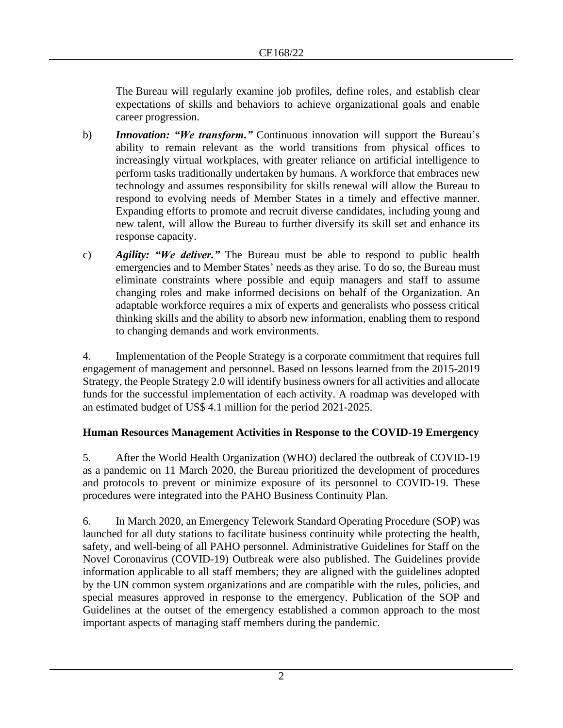The Bureau will regularly examine job profiles, define roles, and establish clear expectations of skills and behaviors to achieve organizational goals and enable career progression.

b) ***Innovation: "We transform."*** Continuous innovation will support the Bureau's ability to remain relevant as the world transitions from physical offices to increasingly virtual workplaces, with greater reliance on artificial intelligence to perform tasks traditionally undertaken by humans. A workforce that embraces new technology and assumes responsibility for skills renewal will allow the Bureau to respond to evolving needs of Member States in a timely and effective manner. Expanding efforts to promote and recruit diverse candidates, including young and new talent, will allow the Bureau to further diversify its skill set and enhance its response capacity.

c) ***Agility: "We deliver."*** The Bureau must be able to respond to public health emergencies and to Member States' needs as they arise. To do so, the Bureau must eliminate constraints where possible and equip managers and staff to assume changing roles and make informed decisions on behalf of the Organization. An adaptable workforce requires a mix of experts and generalists who possess critical thinking skills and the ability to absorb new information, enabling them to respond to changing demands and work environments.

4. Implementation of the People Strategy is a corporate commitment that requires full engagement of management and personnel. Based on lessons learned from the 2015-2019 Strategy, the People Strategy 2.0 will identify business owners for all activities and allocate funds for the successful implementation of each activity. A roadmap was developed with an estimated budget of US$ 4.1 million for the period 2021-2025.

## Human Resources Management Activities in Response to the COVID-19 Emergency

5. After the World Health Organization (WHO) declared the outbreak of COVID-19 as a pandemic on 11 March 2020, the Bureau prioritized the development of procedures and protocols to prevent or minimize exposure of its personnel to COVID-19. These procedures were integrated into the PAHO Business Continuity Plan.

6. In March 2020, an Emergency Telework Standard Operating Procedure (SOP) was launched for all duty stations to facilitate business continuity while protecting the health, safety, and well-being of all PAHO personnel. Administrative Guidelines for Staff on the Novel Coronavirus (COVID-19) Outbreak were also published. The Guidelines provide information applicable to all staff members; they are aligned with the guidelines adopted by the UN common system organizations and are compatible with the rules, policies, and special measures approved in response to the emergency. Publication of the SOP and Guidelines at the outset of the emergency established a common approach to the most important aspects of managing staff members during the pandemic.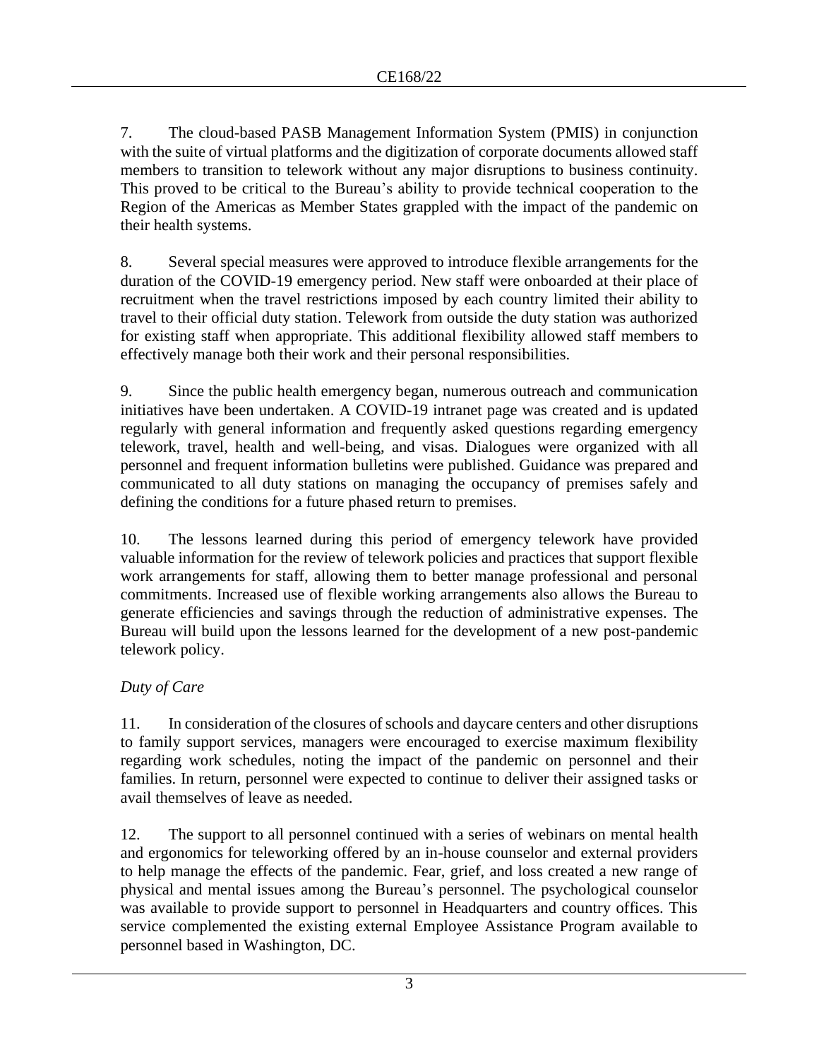7. The cloud-based PASB Management Information System (PMIS) in conjunction with the suite of virtual platforms and the digitization of corporate documents allowed staff members to transition to telework without any major disruptions to business continuity. This proved to be critical to the Bureau's ability to provide technical cooperation to the Region of the Americas as Member States grappled with the impact of the pandemic on their health systems.

8. Several special measures were approved to introduce flexible arrangements for the duration of the COVID-19 emergency period. New staff were onboarded at their place of recruitment when the travel restrictions imposed by each country limited their ability to travel to their official duty station. Telework from outside the duty station was authorized for existing staff when appropriate. This additional flexibility allowed staff members to effectively manage both their work and their personal responsibilities.

9. Since the public health emergency began, numerous outreach and communication initiatives have been undertaken. A COVID-19 intranet page was created and is updated regularly with general information and frequently asked questions regarding emergency telework, travel, health and well-being, and visas. Dialogues were organized with all personnel and frequent information bulletins were published. Guidance was prepared and communicated to all duty stations on managing the occupancy of premises safely and defining the conditions for a future phased return to premises.

10. The lessons learned during this period of emergency telework have provided valuable information for the review of telework policies and practices that support flexible work arrangements for staff, allowing them to better manage professional and personal commitments. Increased use of flexible working arrangements also allows the Bureau to generate efficiencies and savings through the reduction of administrative expenses. The Bureau will build upon the lessons learned for the development of a new post-pandemic telework policy.

*Duty of Care*

11. In consideration of the closures of schools and daycare centers and other disruptions to family support services, managers were encouraged to exercise maximum flexibility regarding work schedules, noting the impact of the pandemic on personnel and their families. In return, personnel were expected to continue to deliver their assigned tasks or avail themselves of leave as needed.

12. The support to all personnel continued with a series of webinars on mental health and ergonomics for teleworking offered by an in-house counselor and external providers to help manage the effects of the pandemic. Fear, grief, and loss created a new range of physical and mental issues among the Bureau's personnel. The psychological counselor was available to provide support to personnel in Headquarters and country offices. This service complemented the existing external Employee Assistance Program available to personnel based in Washington, DC.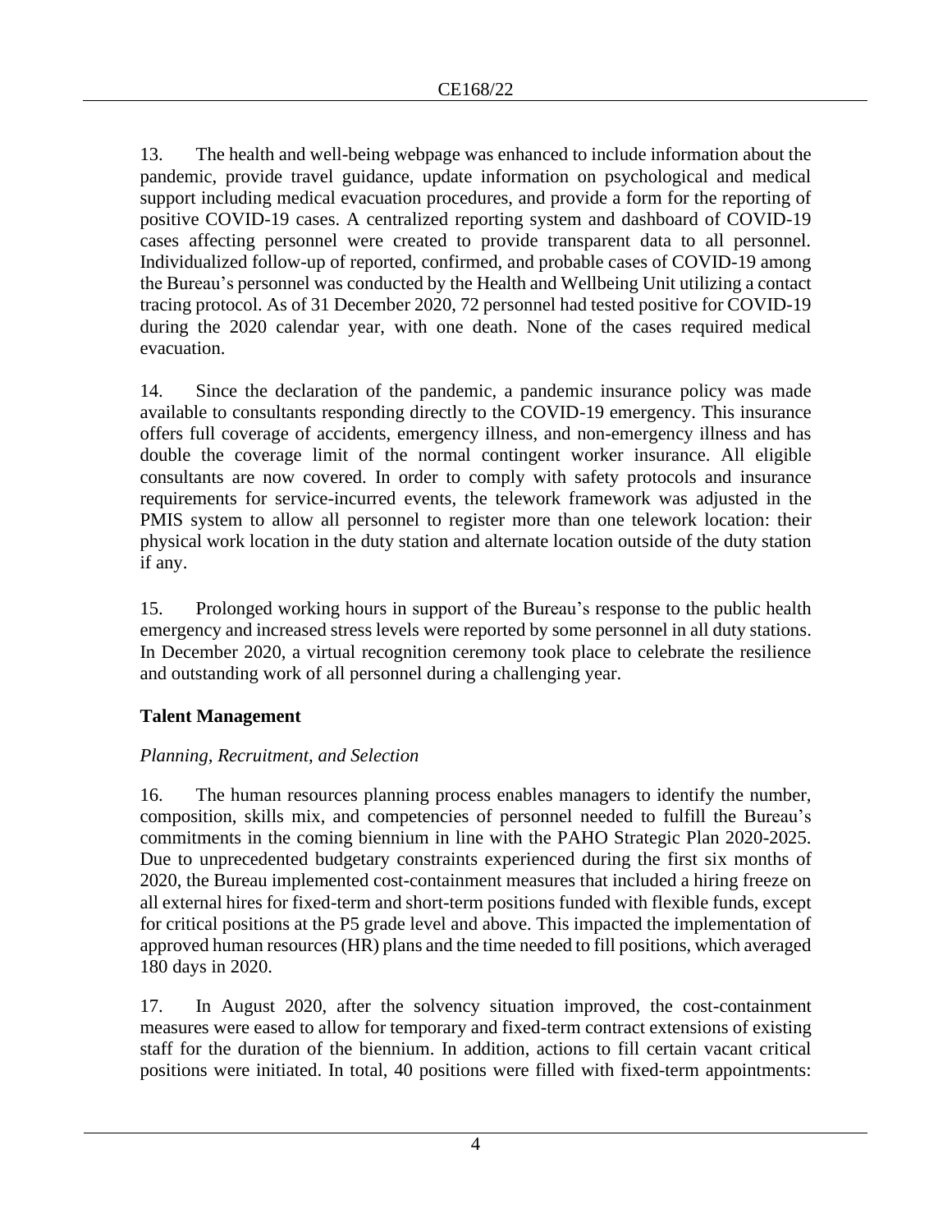13. The health and well-being webpage was enhanced to include information about the pandemic, provide travel guidance, update information on psychological and medical support including medical evacuation procedures, and provide a form for the reporting of positive COVID-19 cases. A centralized reporting system and dashboard of COVID-19 cases affecting personnel were created to provide transparent data to all personnel. Individualized follow-up of reported, confirmed, and probable cases of COVID-19 among the Bureau's personnel was conducted by the Health and Wellbeing Unit utilizing a contact tracing protocol. As of 31 December 2020, 72 personnel had tested positive for COVID-19 during the 2020 calendar year, with one death. None of the cases required medical evacuation.

14. Since the declaration of the pandemic, a pandemic insurance policy was made available to consultants responding directly to the COVID-19 emergency. This insurance offers full coverage of accidents, emergency illness, and non-emergency illness and has double the coverage limit of the normal contingent worker insurance. All eligible consultants are now covered. In order to comply with safety protocols and insurance requirements for service-incurred events, the telework framework was adjusted in the PMIS system to allow all personnel to register more than one telework location: their physical work location in the duty station and alternate location outside of the duty station if any.

15. Prolonged working hours in support of the Bureau's response to the public health emergency and increased stress levels were reported by some personnel in all duty stations. In December 2020, a virtual recognition ceremony took place to celebrate the resilience and outstanding work of all personnel during a challenging year.

## Talent Management

### *Planning, Recruitment, and Selection*

16. The human resources planning process enables managers to identify the number, composition, skills mix, and competencies of personnel needed to fulfill the Bureau's commitments in the coming biennium in line with the PAHO Strategic Plan 2020-2025. Due to unprecedented budgetary constraints experienced during the first six months of 2020, the Bureau implemented cost-containment measures that included a hiring freeze on all external hires for fixed-term and short-term positions funded with flexible funds, except for critical positions at the P5 grade level and above. This impacted the implementation of approved human resources (HR) plans and the time needed to fill positions, which averaged 180 days in 2020.

17. In August 2020, after the solvency situation improved, the cost-containment measures were eased to allow for temporary and fixed-term contract extensions of existing staff for the duration of the biennium. In addition, actions to fill certain vacant critical positions were initiated. In total, 40 positions were filled with fixed-term appointments: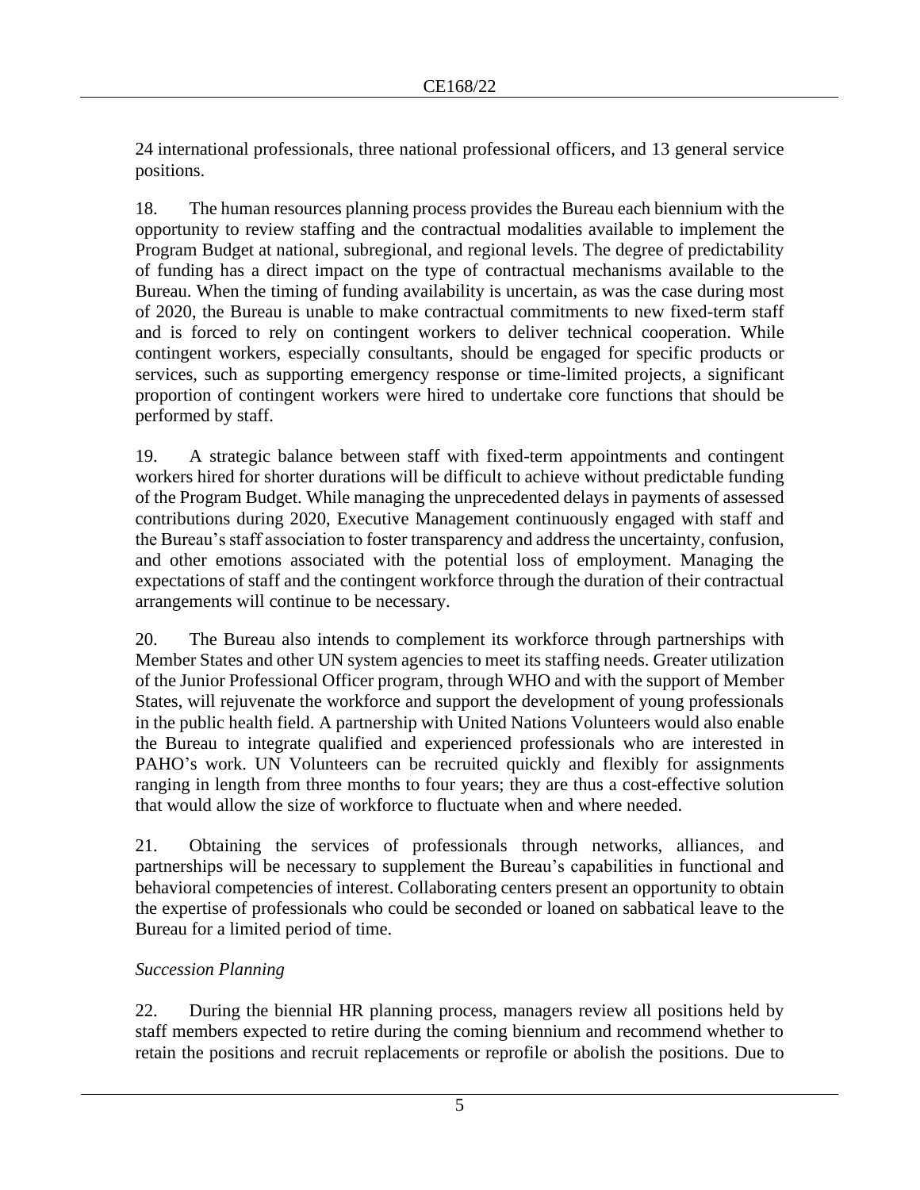24 international professionals, three national professional officers, and 13 general service positions.

18. The human resources planning process provides the Bureau each biennium with the opportunity to review staffing and the contractual modalities available to implement the Program Budget at national, subregional, and regional levels. The degree of predictability of funding has a direct impact on the type of contractual mechanisms available to the Bureau. When the timing of funding availability is uncertain, as was the case during most of 2020, the Bureau is unable to make contractual commitments to new fixed-term staff and is forced to rely on contingent workers to deliver technical cooperation. While contingent workers, especially consultants, should be engaged for specific products or services, such as supporting emergency response or time-limited projects, a significant proportion of contingent workers were hired to undertake core functions that should be performed by staff.

19. A strategic balance between staff with fixed-term appointments and contingent workers hired for shorter durations will be difficult to achieve without predictable funding of the Program Budget. While managing the unprecedented delays in payments of assessed contributions during 2020, Executive Management continuously engaged with staff and the Bureau's staff association to foster transparency and address the uncertainty, confusion, and other emotions associated with the potential loss of employment. Managing the expectations of staff and the contingent workforce through the duration of their contractual arrangements will continue to be necessary.

20. The Bureau also intends to complement its workforce through partnerships with Member States and other UN system agencies to meet its staffing needs. Greater utilization of the Junior Professional Officer program, through WHO and with the support of Member States, will rejuvenate the workforce and support the development of young professionals in the public health field. A partnership with United Nations Volunteers would also enable the Bureau to integrate qualified and experienced professionals who are interested in PAHO's work. UN Volunteers can be recruited quickly and flexibly for assignments ranging in length from three months to four years; they are thus a cost-effective solution that would allow the size of workforce to fluctuate when and where needed.

21. Obtaining the services of professionals through networks, alliances, and partnerships will be necessary to supplement the Bureau's capabilities in functional and behavioral competencies of interest. Collaborating centers present an opportunity to obtain the expertise of professionals who could be seconded or loaned on sabbatical leave to the Bureau for a limited period of time.

*Succession Planning*

22. During the biennial HR planning process, managers review all positions held by staff members expected to retire during the coming biennium and recommend whether to retain the positions and recruit replacements or reprofile or abolish the positions. Due to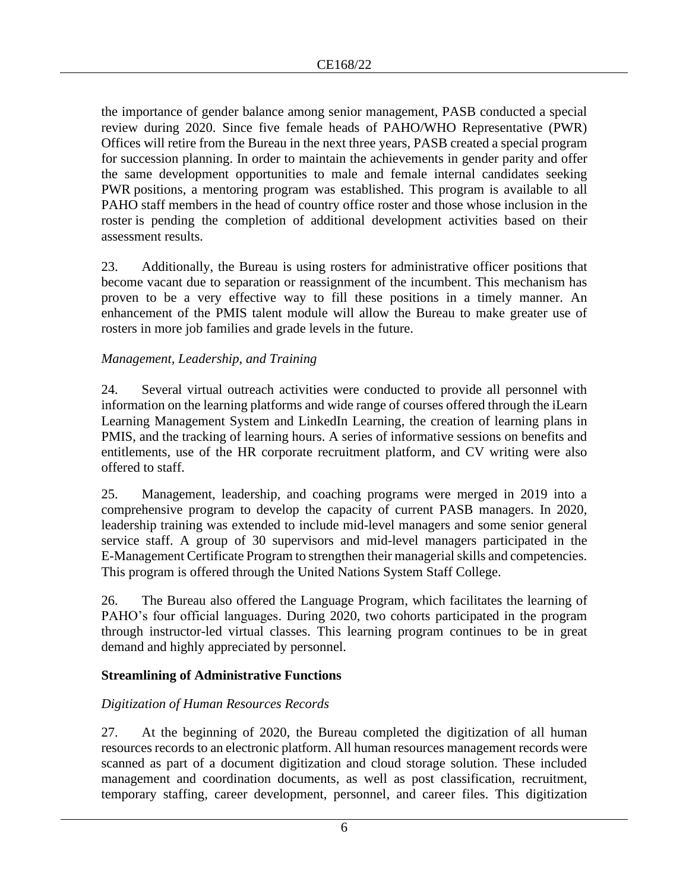the importance of gender balance among senior management, PASB conducted a special review during 2020. Since five female heads of PAHO/WHO Representative (PWR) Offices will retire from the Bureau in the next three years, PASB created a special program for succession planning. In order to maintain the achievements in gender parity and offer the same development opportunities to male and female internal candidates seeking PWR positions, a mentoring program was established. This program is available to all PAHO staff members in the head of country office roster and those whose inclusion in the roster is pending the completion of additional development activities based on their assessment results.

23. Additionally, the Bureau is using rosters for administrative officer positions that become vacant due to separation or reassignment of the incumbent. This mechanism has proven to be a very effective way to fill these positions in a timely manner. An enhancement of the PMIS talent module will allow the Bureau to make greater use of rosters in more job families and grade levels in the future.

*Management, Leadership, and Training*

24. Several virtual outreach activities were conducted to provide all personnel with information on the learning platforms and wide range of courses offered through the iLearn Learning Management System and LinkedIn Learning, the creation of learning plans in PMIS, and the tracking of learning hours. A series of informative sessions on benefits and entitlements, use of the HR corporate recruitment platform, and CV writing were also offered to staff.

25. Management, leadership, and coaching programs were merged in 2019 into a comprehensive program to develop the capacity of current PASB managers. In 2020, leadership training was extended to include mid-level managers and some senior general service staff. A group of 30 supervisors and mid-level managers participated in the E-Management Certificate Program to strengthen their managerial skills and competencies. This program is offered through the United Nations System Staff College.

26. The Bureau also offered the Language Program, which facilitates the learning of PAHO's four official languages. During 2020, two cohorts participated in the program through instructor-led virtual classes. This learning program continues to be in great demand and highly appreciated by personnel.

## Streamlining of Administrative Functions

*Digitization of Human Resources Records*

27. At the beginning of 2020, the Bureau completed the digitization of all human resources records to an electronic platform. All human resources management records were scanned as part of a document digitization and cloud storage solution. These included management and coordination documents, as well as post classification, recruitment, temporary staffing, career development, personnel, and career files. This digitization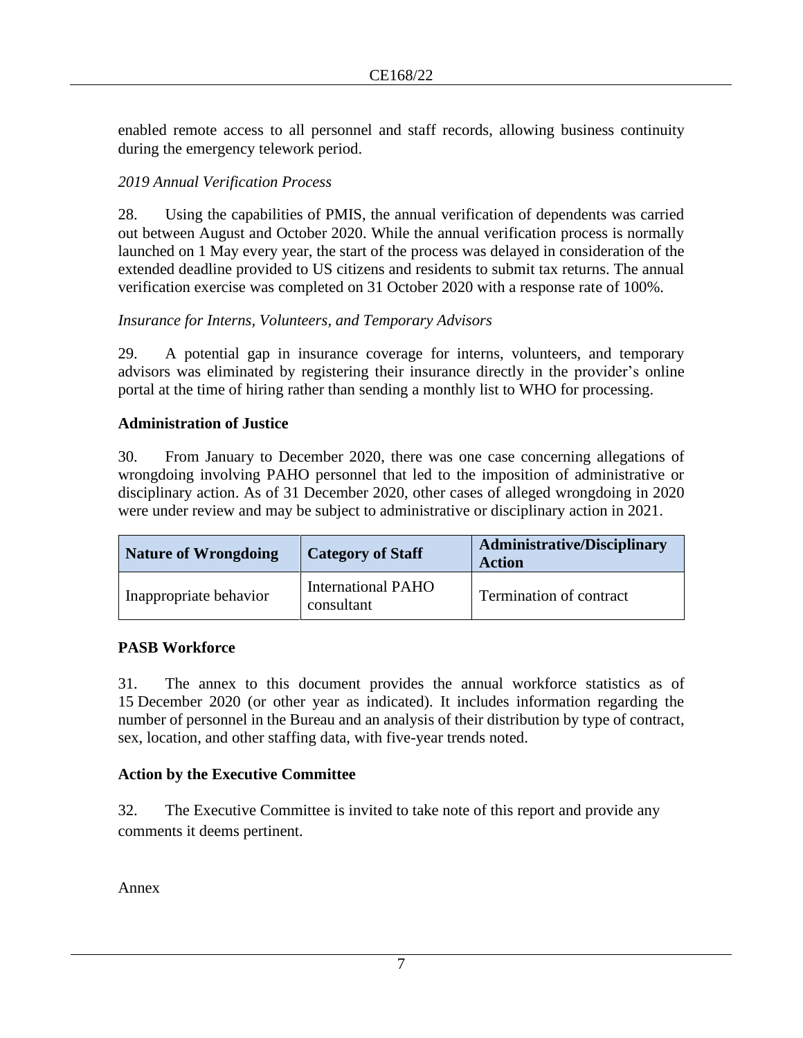enabled remote access to all personnel and staff records, allowing business continuity during the emergency telework period.

*2019 Annual Verification Process*

28. Using the capabilities of PMIS, the annual verification of dependents was carried out between August and October 2020. While the annual verification process is normally launched on 1 May every year, the start of the process was delayed in consideration of the extended deadline provided to US citizens and residents to submit tax returns. The annual verification exercise was completed on 31 October 2020 with a response rate of 100%.

*Insurance for Interns, Volunteers, and Temporary Advisors*

29. A potential gap in insurance coverage for interns, volunteers, and temporary advisors was eliminated by registering their insurance directly in the provider's online portal at the time of hiring rather than sending a monthly list to WHO for processing.

**Administration of Justice**

30. From January to December 2020, there was one case concerning allegations of wrongdoing involving PAHO personnel that led to the imposition of administrative or disciplinary action. As of 31 December 2020, other cases of alleged wrongdoing in 2020 were under review and may be subject to administrative or disciplinary action in 2021.

| Nature of Wrongdoing | Category of Staff | Administrative/Disciplinary Action |
|---|---|---|
| Inappropriate behavior | International PAHO consultant | Termination of contract |

**PASB Workforce**

31. The annex to this document provides the annual workforce statistics as of 15 December 2020 (or other year as indicated). It includes information regarding the number of personnel in the Bureau and an analysis of their distribution by type of contract, sex, location, and other staffing data, with five-year trends noted.

**Action by the Executive Committee**

32. The Executive Committee is invited to take note of this report and provide any comments it deems pertinent.

Annex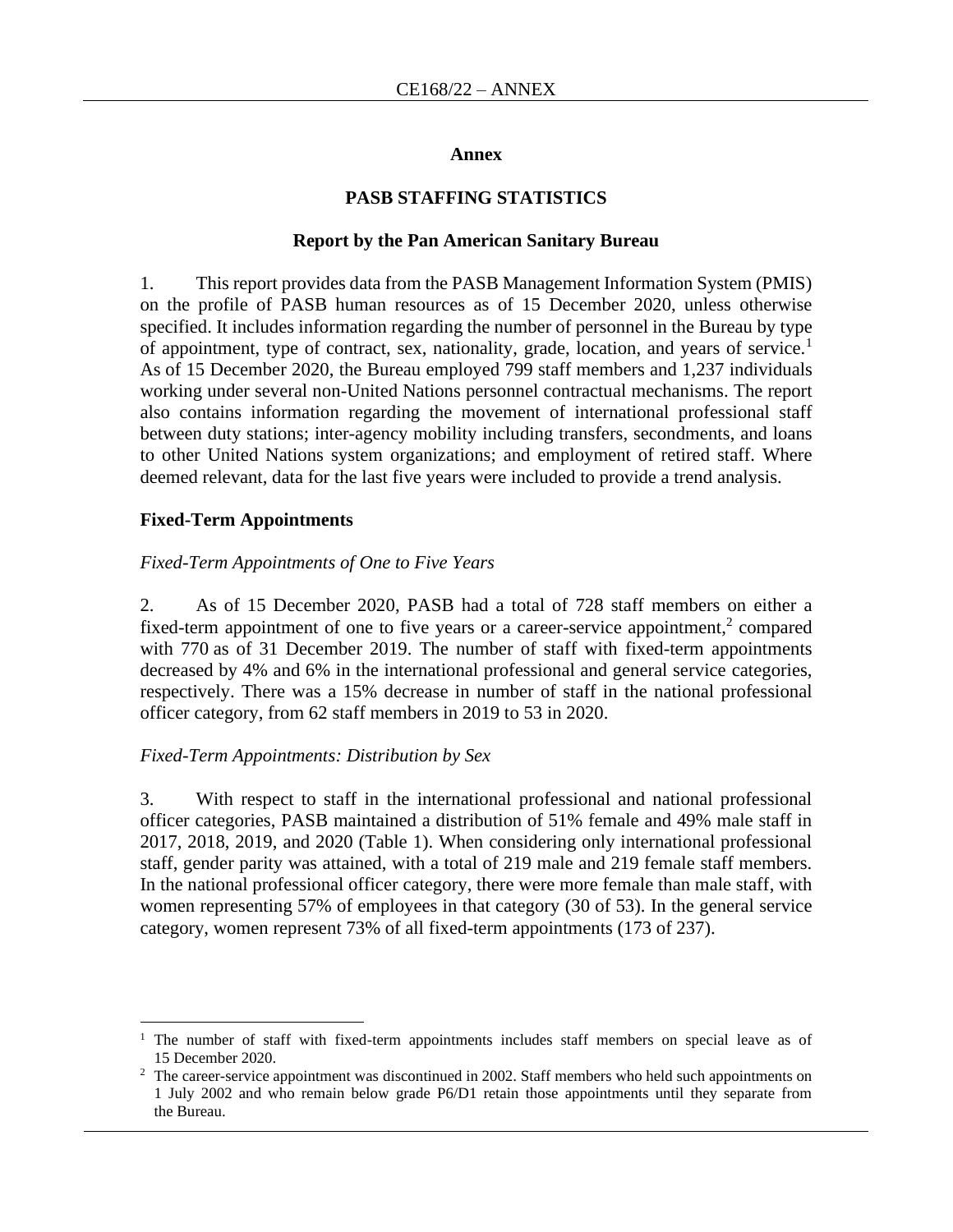# Annex

## PASB STAFFING STATISTICS

### Report by the Pan American Sanitary Bureau

1. This report provides data from the PASB Management Information System (PMIS) on the profile of PASB human resources as of 15 December 2020, unless otherwise specified. It includes information regarding the number of personnel in the Bureau by type of appointment, type of contract, sex, nationality, grade, location, and years of service.[1] As of 15 December 2020, the Bureau employed 799 staff members and 1,237 individuals working under several non-United Nations personnel contractual mechanisms. The report also contains information regarding the movement of international professional staff between duty stations; inter-agency mobility including transfers, secondments, and loans to other United Nations system organizations; and employment of retired staff. Where deemed relevant, data for the last five years were included to provide a trend analysis.

**Fixed-Term Appointments**

*Fixed-Term Appointments of One to Five Years*

2. As of 15 December 2020, PASB had a total of 728 staff members on either a fixed-term appointment of one to five years or a career-service appointment,[2] compared with 770 as of 31 December 2019. The number of staff with fixed-term appointments decreased by 4% and 6% in the international professional and general service categories, respectively. There was a 15% decrease in number of staff in the national professional officer category, from 62 staff members in 2019 to 53 in 2020.

*Fixed-Term Appointments: Distribution by Sex*

3. With respect to staff in the international professional and national professional officer categories, PASB maintained a distribution of 51% female and 49% male staff in 2017, 2018, 2019, and 2020 (Table 1). When considering only international professional staff, gender parity was attained, with a total of 219 male and 219 female staff members. In the national professional officer category, there were more female than male staff, with women representing 57% of employees in that category (30 of 53). In the general service category, women represent 73% of all fixed-term appointments (173 of 237).

---

[1] The number of staff with fixed-term appointments includes staff members on special leave as of 15 December 2020.

[2] The career-service appointment was discontinued in 2002. Staff members who held such appointments on 1 July 2002 and who remain below grade P6/D1 retain those appointments until they separate from the Bureau.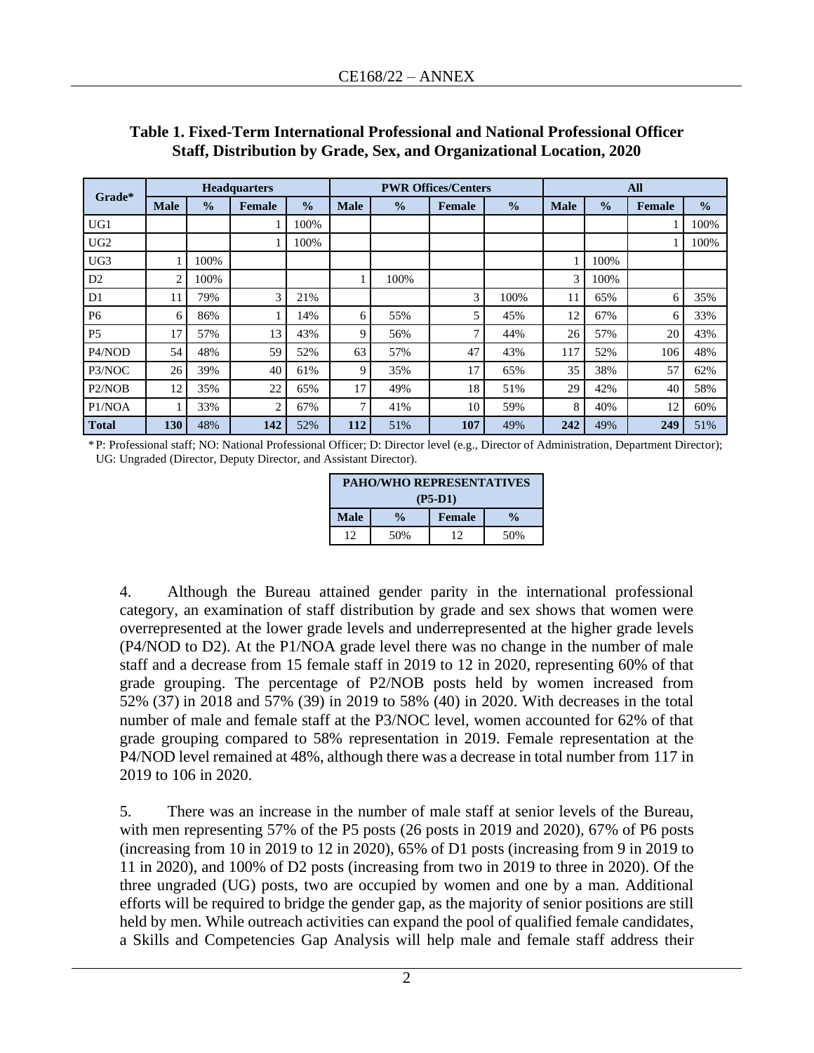**Table 1. Fixed-Term International Professional and National Professional Officer Staff, Distribution by Grade, Sex, and Organizational Location, 2020**

| Grade* | Headquarters | | | | PWR Offices/Centers | | | | All | | | |
|---|---|---|---|---|---|---|---|---|---|---|---|---|
| | Male | % | Female | % | Male | % | Female | % | Male | % | Female | % |
| UG1 | | | 1 | 100% | | | | | | | 1 | 100% |
| UG2 | | | 1 | 100% | | | | | | | 1 | 100% |
| UG3 | 1 | 100% | | | | | | | 1 | 100% | | |
| D2 | 2 | 100% | | | 1 | 100% | | | 3 | 100% | | |
| D1 | 11 | 79% | 3 | 21% | | | 3 | 100% | 11 | 65% | 6 | 35% |
| P6 | 6 | 86% | 1 | 14% | 6 | 55% | 5 | 45% | 12 | 67% | 6 | 33% |
| P5 | 17 | 57% | 13 | 43% | 9 | 56% | 7 | 44% | 26 | 57% | 20 | 43% |
| P4/NOD | 54 | 48% | 59 | 52% | 63 | 57% | 47 | 43% | 117 | 52% | 106 | 48% |
| P3/NOC | 26 | 39% | 40 | 61% | 9 | 35% | 17 | 65% | 35 | 38% | 57 | 62% |
| P2/NOB | 12 | 35% | 22 | 65% | 17 | 49% | 18 | 51% | 29 | 42% | 40 | 58% |
| P1/NOA | 1 | 33% | 2 | 67% | 7 | 41% | 10 | 59% | 8 | 40% | 12 | 60% |
| **Total** | **130** | 48% | **142** | 52% | **112** | 51% | **107** | 49% | **242** | 49% | **249** | 51% |

* P: Professional staff; NO: National Professional Officer; D: Director level (e.g., Director of Administration, Department Director); UG: Ungraded (Director, Deputy Director, and Assistant Director).

| PAHO/WHO REPRESENTATIVES (P5-D1) | | | |
|---|---|---|---|
| Male | % | Female | % |
| 12 | 50% | 12 | 50% |

4. Although the Bureau attained gender parity in the international professional category, an examination of staff distribution by grade and sex shows that women were overrepresented at the lower grade levels and underrepresented at the higher grade levels (P4/NOD to D2). At the P1/NOA grade level there was no change in the number of male staff and a decrease from 15 female staff in 2019 to 12 in 2020, representing 60% of that grade grouping. The percentage of P2/NOB posts held by women increased from 52% (37) in 2018 and 57% (39) in 2019 to 58% (40) in 2020. With decreases in the total number of male and female staff at the P3/NOC level, women accounted for 62% of that grade grouping compared to 58% representation in 2019. Female representation at the P4/NOD level remained at 48%, although there was a decrease in total number from 117 in 2019 to 106 in 2020.

5. There was an increase in the number of male staff at senior levels of the Bureau, with men representing 57% of the P5 posts (26 posts in 2019 and 2020), 67% of P6 posts (increasing from 10 in 2019 to 12 in 2020), 65% of D1 posts (increasing from 9 in 2019 to 11 in 2020), and 100% of D2 posts (increasing from two in 2019 to three in 2020). Of the three ungraded (UG) posts, two are occupied by women and one by a man. Additional efforts will be required to bridge the gender gap, as the majority of senior positions are still held by men. While outreach activities can expand the pool of qualified female candidates, a Skills and Competencies Gap Analysis will help male and female staff address their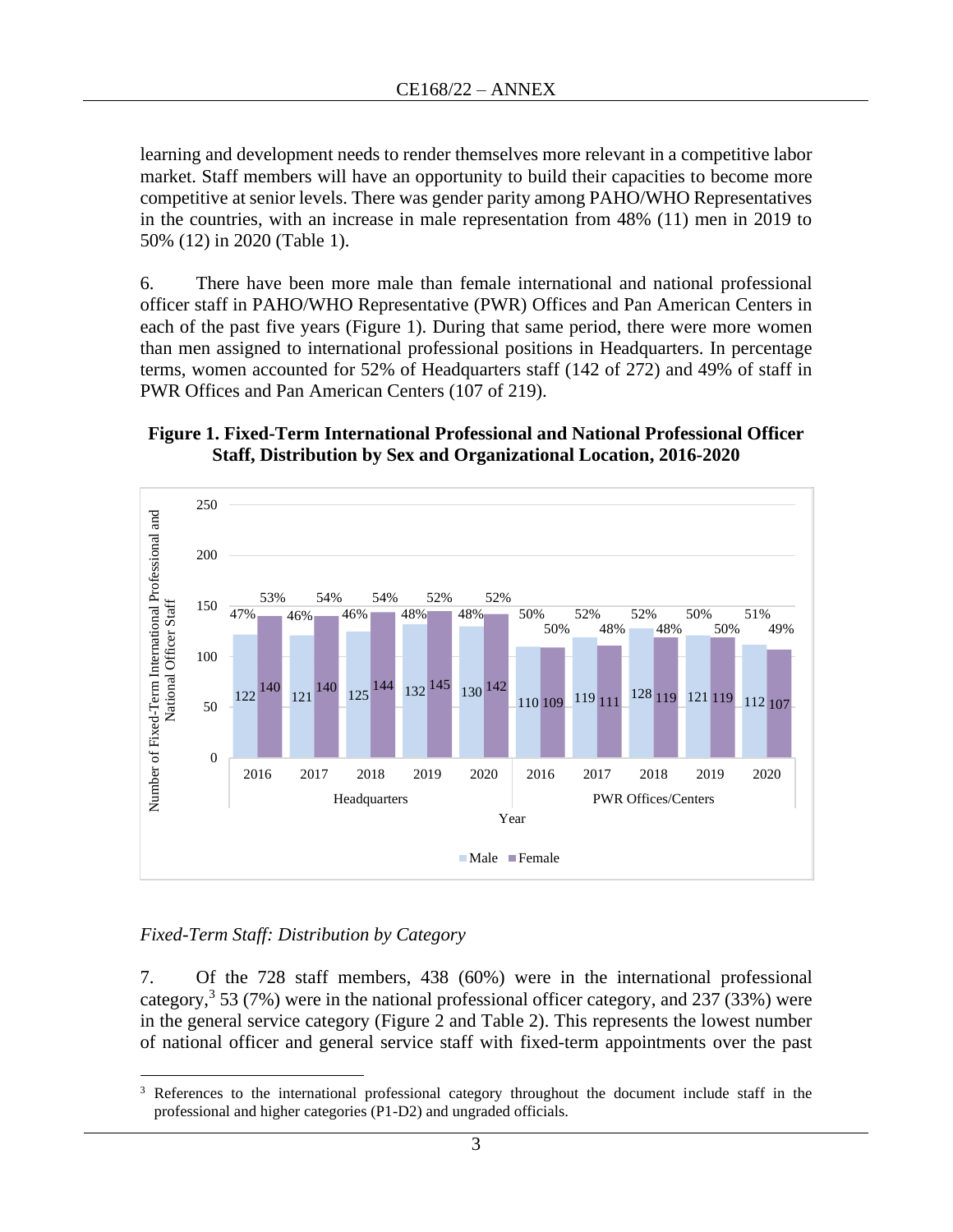learning and development needs to render themselves more relevant in a competitive labor market. Staff members will have an opportunity to build their capacities to become more competitive at senior levels. There was gender parity among PAHO/WHO Representatives in the countries, with an increase in male representation from 48% (11) men in 2019 to 50% (12) in 2020 (Table 1).

6. There have been more male than female international and national professional officer staff in PAHO/WHO Representative (PWR) Offices and Pan American Centers in each of the past five years (Figure 1). During that same period, there were more women than men assigned to international professional positions in Headquarters. In percentage terms, women accounted for 52% of Headquarters staff (142 of 272) and 49% of staff in PWR Offices and Pan American Centers (107 of 219).

**Figure 1. Fixed-Term International Professional and National Professional Officer Staff, Distribution by Sex and Organizational Location, 2016-2020**

| Location | Year | Male | Female |
|---|---|---|---|
| Headquarters | 2016 | 122 (47%) | 140 (53%) |
| Headquarters | 2017 | 121 (46%) | 140 (54%) |
| Headquarters | 2018 | 125 (46%) | 144 (54%) |
| Headquarters | 2019 | 132 (48%) | 145 (52%) |
| Headquarters | 2020 | 130 (48%) | 142 (52%) |
| PWR Offices/Centers | 2016 | 110 (50%) | 109 (50%) |
| PWR Offices/Centers | 2017 | 119 (52%) | 111 (48%) |
| PWR Offices/Centers | 2018 | 128 (52%) | 119 (48%) |
| PWR Offices/Centers | 2019 | 121 (50%) | 119 (50%) |
| PWR Offices/Centers | 2020 | 112 (51%) | 107 (49%) |

*Fixed-Term Staff: Distribution by Category*

7. Of the 728 staff members, 438 (60%) were in the international professional category,[3] 53 (7%) were in the national professional officer category, and 237 (33%) were in the general service category (Figure 2 and Table 2). This represents the lowest number of national officer and general service staff with fixed-term appointments over the past

[3] References to the international professional category throughout the document include staff in the professional and higher categories (P1-D2) and ungraded officials.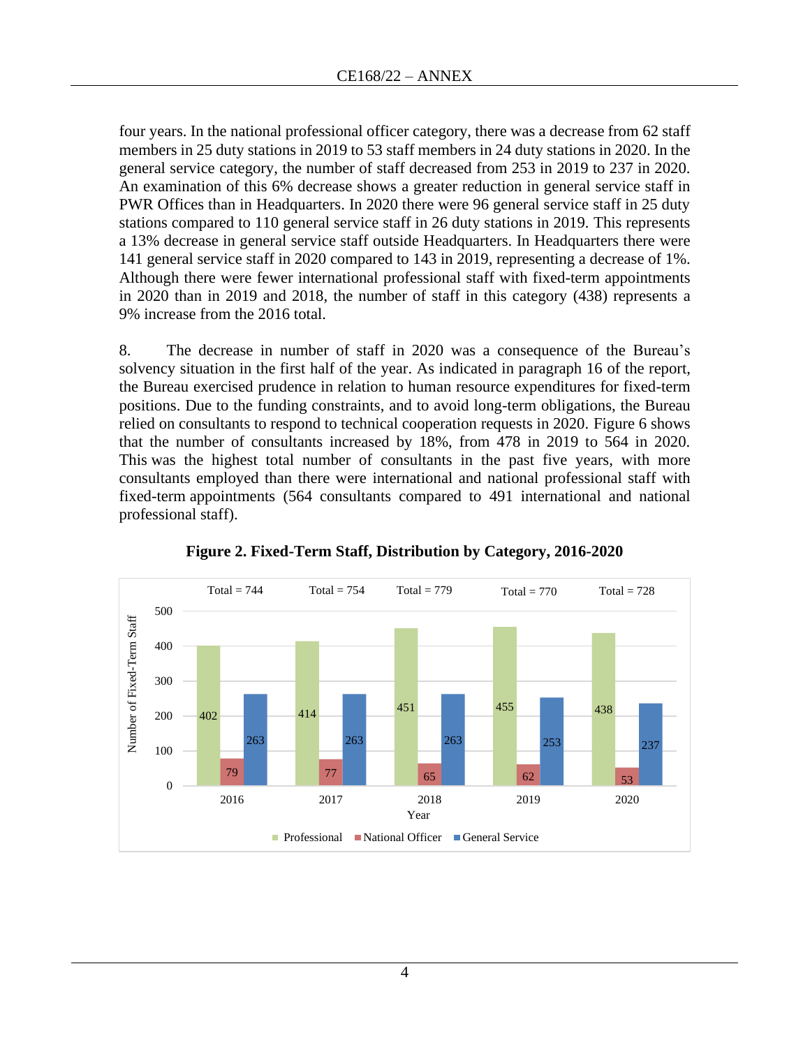four years. In the national professional officer category, there was a decrease from 62 staff members in 25 duty stations in 2019 to 53 staff members in 24 duty stations in 2020. In the general service category, the number of staff decreased from 253 in 2019 to 237 in 2020. An examination of this 6% decrease shows a greater reduction in general service staff in PWR Offices than in Headquarters. In 2020 there were 96 general service staff in 25 duty stations compared to 110 general service staff in 26 duty stations in 2019. This represents a 13% decrease in general service staff outside Headquarters. In Headquarters there were 141 general service staff in 2020 compared to 143 in 2019, representing a decrease of 1%. Although there were fewer international professional staff with fixed-term appointments in 2020 than in 2019 and 2018, the number of staff in this category (438) represents a 9% increase from the 2016 total.

8. The decrease in number of staff in 2020 was a consequence of the Bureau's solvency situation in the first half of the year. As indicated in paragraph 16 of the report, the Bureau exercised prudence in relation to human resource expenditures for fixed-term positions. Due to the funding constraints, and to avoid long-term obligations, the Bureau relied on consultants to respond to technical cooperation requests in 2020. Figure 6 shows that the number of consultants increased by 18%, from 478 in 2019 to 564 in 2020. This was the highest total number of consultants in the past five years, with more consultants employed than there were international and national professional staff with fixed-term appointments (564 consultants compared to 491 international and national professional staff).

**Figure 2. Fixed-Term Staff, Distribution by Category, 2016-2020**

| Year | Professional | National Officer | General Service | Total |
|---|---|---|---|---|
| 2016 | 402 | 79 | 263 | 744 |
| 2017 | 414 | 77 | 263 | 754 |
| 2018 | 451 | 65 | 263 | 779 |
| 2019 | 455 | 62 | 253 | 770 |
| 2020 | 438 | 53 | 237 | 728 |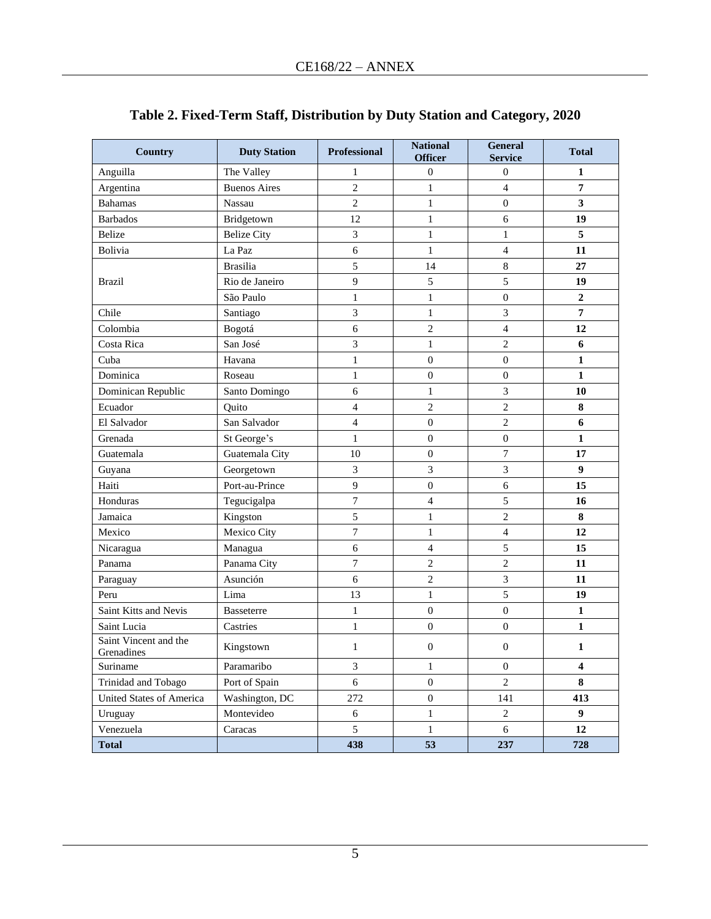## Table 2. Fixed-Term Staff, Distribution by Duty Station and Category, 2020

| Country | Duty Station | Professional | National Officer | General Service | Total |
|---|---|---|---|---|---|
| Anguilla | The Valley | 1 | 0 | 0 | **1** |
| Argentina | Buenos Aires | 2 | 1 | 4 | **7** |
| Bahamas | Nassau | 2 | 1 | 0 | **3** |
| Barbados | Bridgetown | 12 | 1 | 6 | **19** |
| Belize | Belize City | 3 | 1 | 1 | **5** |
| Bolivia | La Paz | 6 | 1 | 4 | **11** |
| Brazil | Brasilia | 5 | 14 | 8 | **27** |
| | Rio de Janeiro | 9 | 5 | 5 | **19** |
| | São Paulo | 1 | 1 | 0 | **2** |
| Chile | Santiago | 3 | 1 | 3 | **7** |
| Colombia | Bogotá | 6 | 2 | 4 | **12** |
| Costa Rica | San José | 3 | 1 | 2 | **6** |
| Cuba | Havana | 1 | 0 | 0 | **1** |
| Dominica | Roseau | 1 | 0 | 0 | **1** |
| Dominican Republic | Santo Domingo | 6 | 1 | 3 | **10** |
| Ecuador | Quito | 4 | 2 | 2 | **8** |
| El Salvador | San Salvador | 4 | 0 | 2 | **6** |
| Grenada | St George's | 1 | 0 | 0 | **1** |
| Guatemala | Guatemala City | 10 | 0 | 7 | **17** |
| Guyana | Georgetown | 3 | 3 | 3 | **9** |
| Haiti | Port-au-Prince | 9 | 0 | 6 | **15** |
| Honduras | Tegucigalpa | 7 | 4 | 5 | **16** |
| Jamaica | Kingston | 5 | 1 | 2 | **8** |
| Mexico | Mexico City | 7 | 1 | 4 | **12** |
| Nicaragua | Managua | 6 | 4 | 5 | **15** |
| Panama | Panama City | 7 | 2 | 2 | **11** |
| Paraguay | Asunción | 6 | 2 | 3 | **11** |
| Peru | Lima | 13 | 1 | 5 | **19** |
| Saint Kitts and Nevis | Basseterre | 1 | 0 | 0 | **1** |
| Saint Lucia | Castries | 1 | 0 | 0 | **1** |
| Saint Vincent and the Grenadines | Kingstown | 1 | 0 | 0 | **1** |
| Suriname | Paramaribo | 3 | 1 | 0 | **4** |
| Trinidad and Tobago | Port of Spain | 6 | 0 | 2 | **8** |
| United States of America | Washington, DC | 272 | 0 | 141 | **413** |
| Uruguay | Montevideo | 6 | 1 | 2 | **9** |
| Venezuela | Caracas | 5 | 1 | 6 | **12** |
| **Total** | | **438** | **53** | **237** | **728** |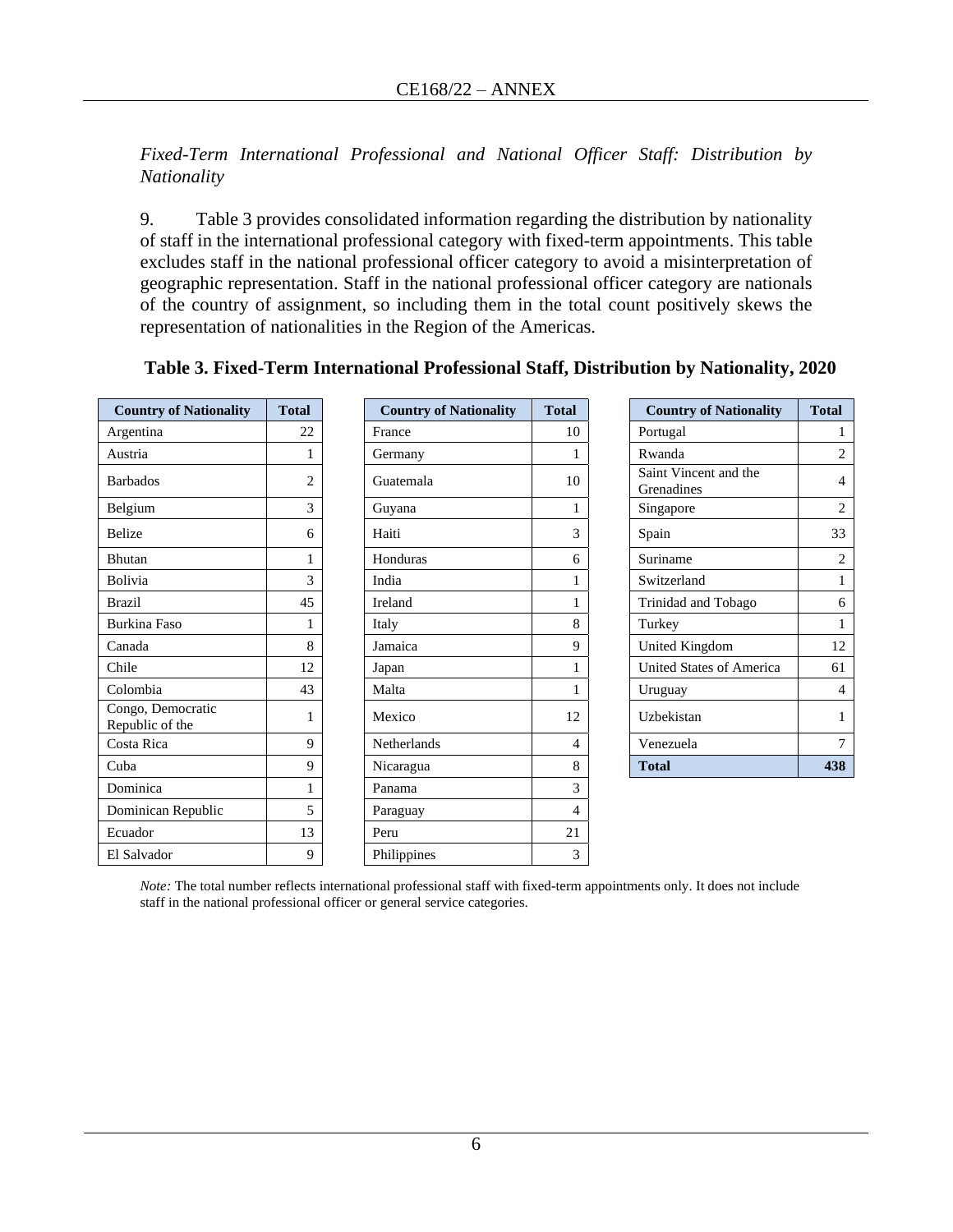*Fixed-Term International Professional and National Officer Staff: Distribution by Nationality*

9. Table 3 provides consolidated information regarding the distribution by nationality of staff in the international professional category with fixed-term appointments. This table excludes staff in the national professional officer category to avoid a misinterpretation of geographic representation. Staff in the national professional officer category are nationals of the country of assignment, so including them in the total count positively skews the representation of nationalities in the Region of the Americas.

**Table 3. Fixed-Term International Professional Staff, Distribution by Nationality, 2020**

| Country of Nationality | Total |
|---|---|
| Argentina | 22 |
| Austria | 1 |
| Barbados | 2 |
| Belgium | 3 |
| Belize | 6 |
| Bhutan | 1 |
| Bolivia | 3 |
| Brazil | 45 |
| Burkina Faso | 1 |
| Canada | 8 |
| Chile | 12 |
| Colombia | 43 |
| Congo, Democratic Republic of the | 1 |
| Costa Rica | 9 |
| Cuba | 9 |
| Dominica | 1 |
| Dominican Republic | 5 |
| Ecuador | 13 |
| El Salvador | 9 |
| France | 10 |
| Germany | 1 |
| Guatemala | 10 |
| Guyana | 1 |
| Haiti | 3 |
| Honduras | 6 |
| India | 1 |
| Ireland | 1 |
| Italy | 8 |
| Jamaica | 9 |
| Japan | 1 |
| Malta | 1 |
| Mexico | 12 |
| Netherlands | 4 |
| Nicaragua | 8 |
| Panama | 3 |
| Paraguay | 4 |
| Peru | 21 |
| Philippines | 3 |
| Portugal | 1 |
| Rwanda | 2 |
| Saint Vincent and the Grenadines | 4 |
| Singapore | 2 |
| Spain | 33 |
| Suriname | 2 |
| Switzerland | 1 |
| Trinidad and Tobago | 6 |
| Turkey | 1 |
| United Kingdom | 12 |
| United States of America | 61 |
| Uruguay | 4 |
| Uzbekistan | 1 |
| Venezuela | 7 |
| **Total** | **438** |

*Note:* The total number reflects international professional staff with fixed-term appointments only. It does not include staff in the national professional officer or general service categories.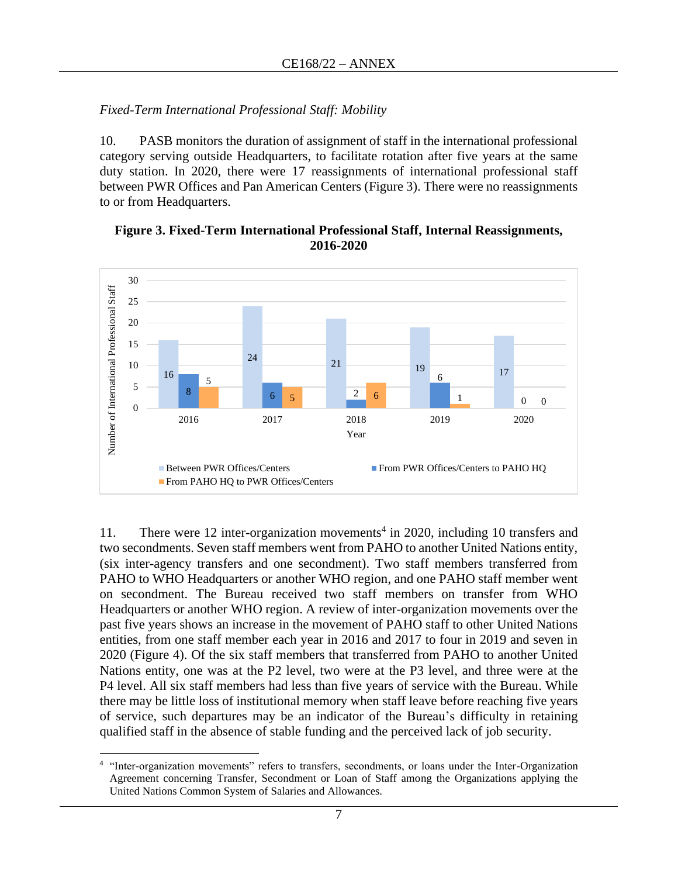*Fixed-Term International Professional Staff: Mobility*

10. PASB monitors the duration of assignment of staff in the international professional category serving outside Headquarters, to facilitate rotation after five years at the same duty station. In 2020, there were 17 reassignments of international professional staff between PWR Offices and Pan American Centers (Figure 3). There were no reassignments to or from Headquarters.

**Figure 3. Fixed-Term International Professional Staff, Internal Reassignments, 2016-2020**

| Year | Between PWR Offices/Centers | From PWR Offices/Centers to PAHO HQ | From PAHO HQ to PWR Offices/Centers |
|---|---|---|---|
| 2016 | 16 | 8 | 5 |
| 2017 | 24 | 6 | 5 |
| 2018 | 21 | 2 | 6 |
| 2019 | 19 | 6 | 1 |
| 2020 | 17 | 0 | 0 |

11. There were 12 inter-organization movements[4] in 2020, including 10 transfers and two secondments. Seven staff members went from PAHO to another United Nations entity, (six inter-agency transfers and one secondment). Two staff members transferred from PAHO to WHO Headquarters or another WHO region, and one PAHO staff member went on secondment. The Bureau received two staff members on transfer from WHO Headquarters or another WHO region. A review of inter-organization movements over the past five years shows an increase in the movement of PAHO staff to other United Nations entities, from one staff member each year in 2016 and 2017 to four in 2019 and seven in 2020 (Figure 4). Of the six staff members that transferred from PAHO to another United Nations entity, one was at the P2 level, two were at the P3 level, and three were at the P4 level. All six staff members had less than five years of service with the Bureau. While there may be little loss of institutional memory when staff leave before reaching five years of service, such departures may be an indicator of the Bureau's difficulty in retaining qualified staff in the absence of stable funding and the perceived lack of job security.

---

[4] "Inter-organization movements" refers to transfers, secondments, or loans under the Inter-Organization Agreement concerning Transfer, Secondment or Loan of Staff among the Organizations applying the United Nations Common System of Salaries and Allowances.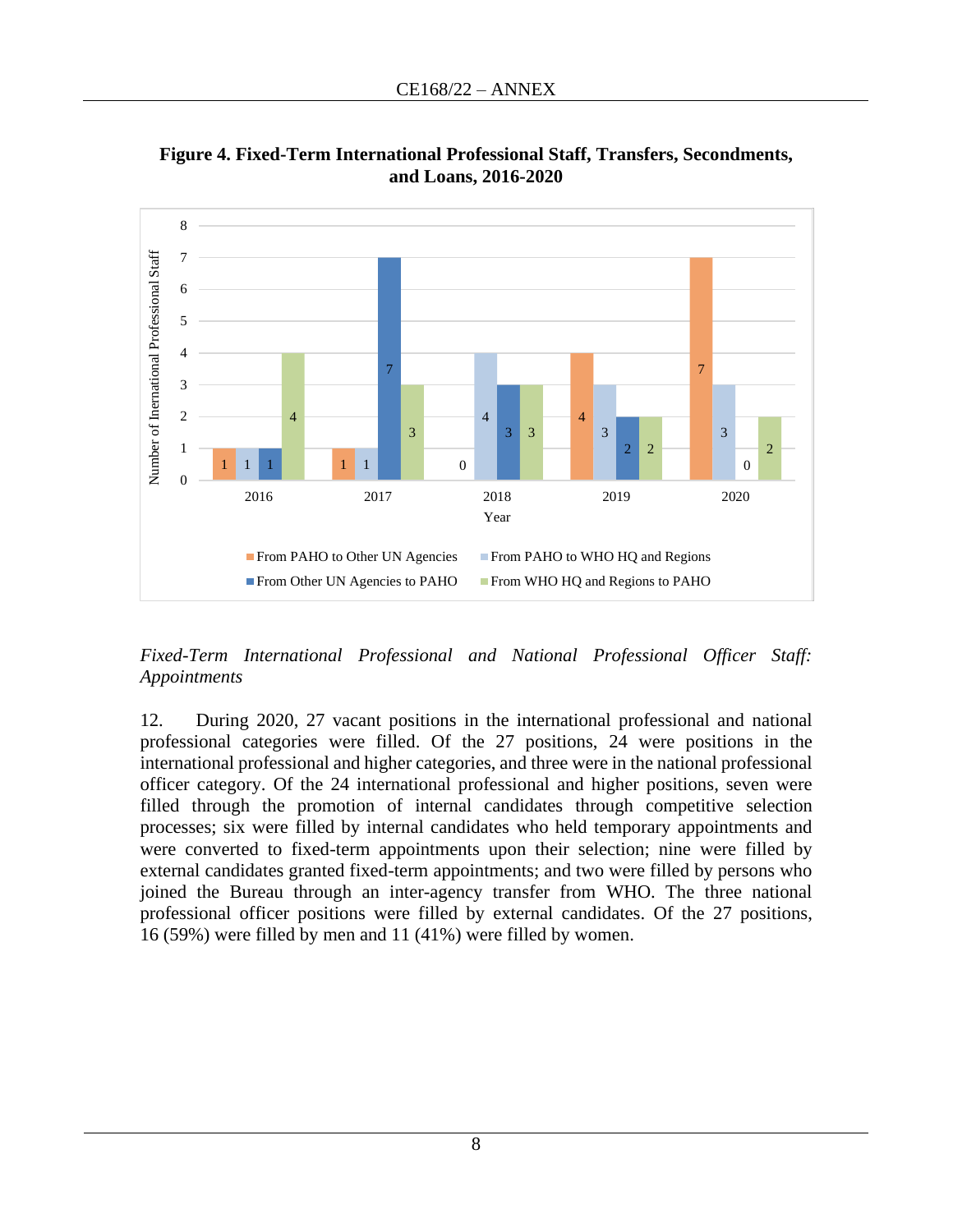**Figure 4. Fixed-Term International Professional Staff, Transfers, Secondments, and Loans, 2016-2020**

| Year | From PAHO to Other UN Agencies | From PAHO to WHO HQ and Regions | From Other UN Agencies to PAHO | From WHO HQ and Regions to PAHO |
|---|---|---|---|---|
| 2016 | 1 | 1 | 1 | 4 |
| 2017 | 1 | 1 | 7 | 3 |
| 2018 | 0 | 4 | 3 | 3 |
| 2019 | 4 | 3 | 2 | 2 |
| 2020 | 7 | 3 | 0 | 2 |

*Fixed-Term International Professional and National Professional Officer Staff: Appointments*

12. During 2020, 27 vacant positions in the international professional and national professional categories were filled. Of the 27 positions, 24 were positions in the international professional and higher categories, and three were in the national professional officer category. Of the 24 international professional and higher positions, seven were filled through the promotion of internal candidates through competitive selection processes; six were filled by internal candidates who held temporary appointments and were converted to fixed-term appointments upon their selection; nine were filled by external candidates granted fixed-term appointments; and two were filled by persons who joined the Bureau through an inter-agency transfer from WHO. The three national professional officer positions were filled by external candidates. Of the 27 positions, 16 (59%) were filled by men and 11 (41%) were filled by women.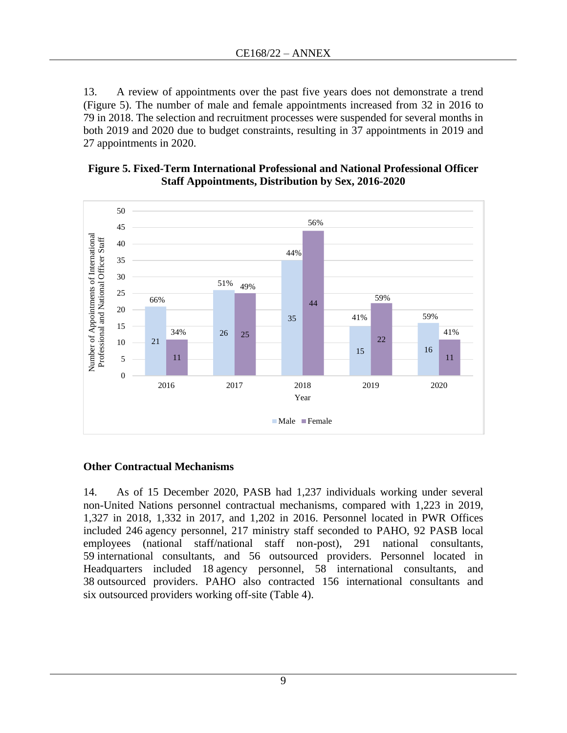13. A review of appointments over the past five years does not demonstrate a trend (Figure 5). The number of male and female appointments increased from 32 in 2016 to 79 in 2018. The selection and recruitment processes were suspended for several months in both 2019 and 2020 due to budget constraints, resulting in 37 appointments in 2019 and 27 appointments in 2020.

**Figure 5. Fixed-Term International Professional and National Professional Officer Staff Appointments, Distribution by Sex, 2016-2020**

| Year | Male | Female |
|---|---|---|
| 2016 | 21 (66%) | 11 (34%) |
| 2017 | 26 (51%) | 25 (49%) |
| 2018 | 35 (44%) | 44 (56%) |
| 2019 | 15 (41%) | 22 (59%) |
| 2020 | 16 (59%) | 11 (41%) |

## Other Contractual Mechanisms

14. As of 15 December 2020, PASB had 1,237 individuals working under several non-United Nations personnel contractual mechanisms, compared with 1,223 in 2019, 1,327 in 2018, 1,332 in 2017, and 1,202 in 2016. Personnel located in PWR Offices included 246 agency personnel, 217 ministry staff seconded to PAHO, 92 PASB local employees (national staff/national staff non-post), 291 national consultants, 59 international consultants, and 56 outsourced providers. Personnel located in Headquarters included 18 agency personnel, 58 international consultants, and 38 outsourced providers. PAHO also contracted 156 international consultants and six outsourced providers working off-site (Table 4).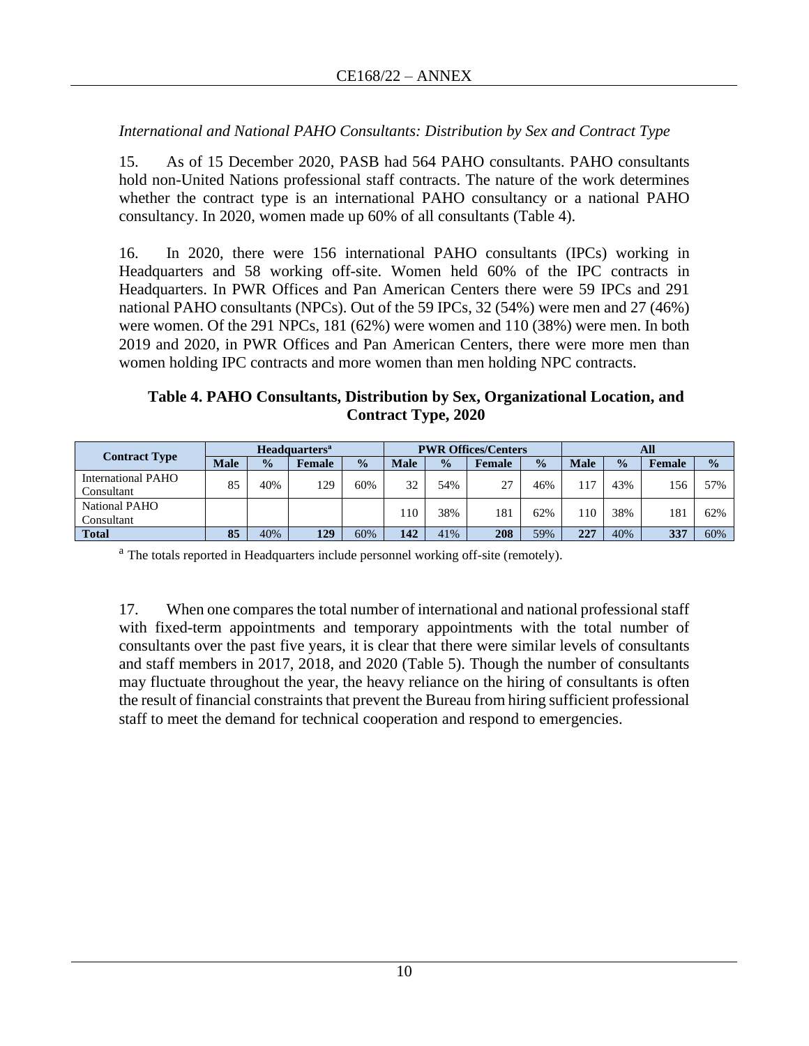*International and National PAHO Consultants: Distribution by Sex and Contract Type*

15. As of 15 December 2020, PASB had 564 PAHO consultants. PAHO consultants hold non-United Nations professional staff contracts. The nature of the work determines whether the contract type is an international PAHO consultancy or a national PAHO consultancy. In 2020, women made up 60% of all consultants (Table 4).

16. In 2020, there were 156 international PAHO consultants (IPCs) working in Headquarters and 58 working off-site. Women held 60% of the IPC contracts in Headquarters. In PWR Offices and Pan American Centers there were 59 IPCs and 291 national PAHO consultants (NPCs). Out of the 59 IPCs, 32 (54%) were men and 27 (46%) were women. Of the 291 NPCs, 181 (62%) were women and 110 (38%) were men. In both 2019 and 2020, in PWR Offices and Pan American Centers, there were more men than women holding IPC contracts and more women than men holding NPC contracts.

**Table 4. PAHO Consultants, Distribution by Sex, Organizational Location, and Contract Type, 2020**

| Contract Type | Headquarters[a] | | | | PWR Offices/Centers | | | | All | | | |
|---|---|---|---|---|---|---|---|---|---|---|---|---|
| | **Male** | **%** | **Female** | **%** | **Male** | **%** | **Female** | **%** | **Male** | **%** | **Female** | **%** |
| International PAHO Consultant | 85 | 40% | 129 | 60% | 32 | 54% | 27 | 46% | 117 | 43% | 156 | 57% |
| National PAHO Consultant | | | | | 110 | 38% | 181 | 62% | 110 | 38% | 181 | 62% |
| **Total** | **85** | 40% | **129** | 60% | **142** | 41% | **208** | 59% | **227** | 40% | **337** | 60% |

[a] The totals reported in Headquarters include personnel working off-site (remotely).

17. When one compares the total number of international and national professional staff with fixed-term appointments and temporary appointments with the total number of consultants over the past five years, it is clear that there were similar levels of consultants and staff members in 2017, 2018, and 2020 (Table 5). Though the number of consultants may fluctuate throughout the year, the heavy reliance on the hiring of consultants is often the result of financial constraints that prevent the Bureau from hiring sufficient professional staff to meet the demand for technical cooperation and respond to emergencies.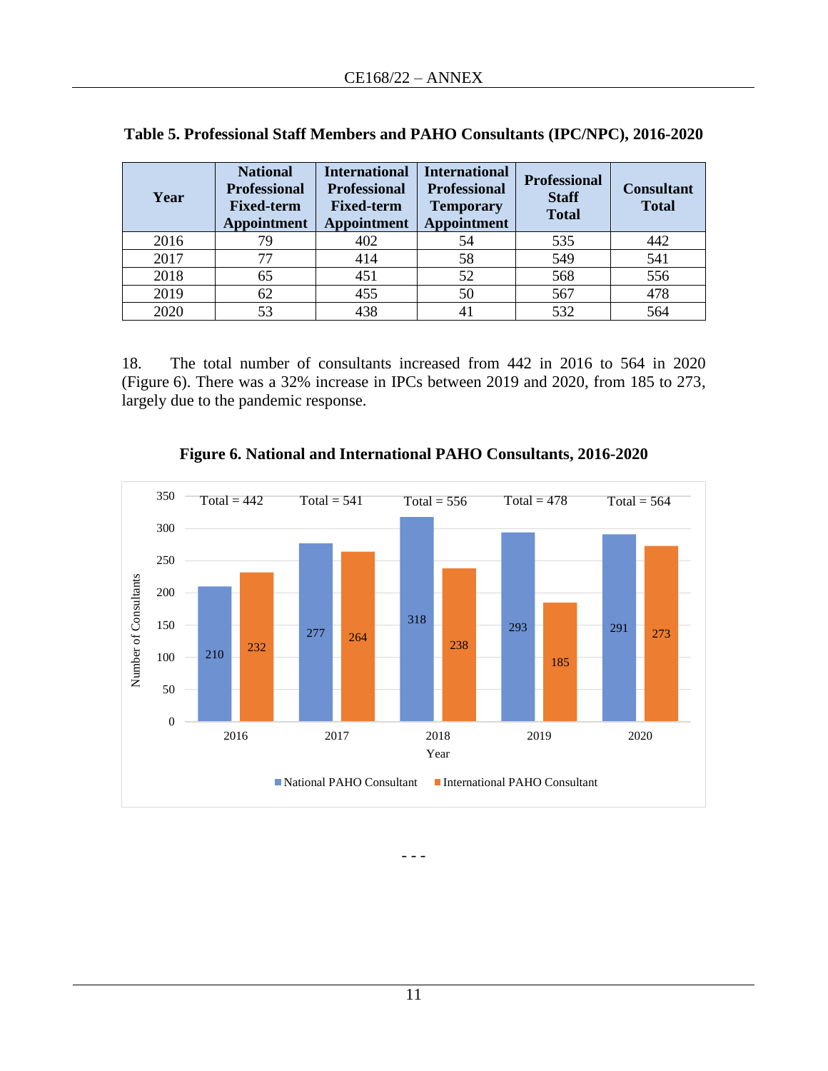**Table 5. Professional Staff Members and PAHO Consultants (IPC/NPC), 2016-2020**

| Year | National Professional Fixed-term Appointment | International Professional Fixed-term Appointment | International Professional Temporary Appointment | Professional Staff Total | Consultant Total |
|---|---|---|---|---|---|
| 2016 | 79 | 402 | 54 | 535 | 442 |
| 2017 | 77 | 414 | 58 | 549 | 541 |
| 2018 | 65 | 451 | 52 | 568 | 556 |
| 2019 | 62 | 455 | 50 | 567 | 478 |
| 2020 | 53 | 438 | 41 | 532 | 564 |

18. The total number of consultants increased from 442 in 2016 to 564 in 2020 (Figure 6). There was a 32% increase in IPCs between 2019 and 2020, from 185 to 273, largely due to the pandemic response.

**Figure 6. National and International PAHO Consultants, 2016-2020**

Number of Consultants

350
300
250
200
150
100
50
0

Total = 442 — 2016: 210, 232
Total = 541 — 2017: 277, 264
Total = 556 — 2018: 318, 238
Total = 478 — 2019: 293, 185
Total = 564 — 2020: 291, 273

Year

National PAHO Consultant
International PAHO Consultant

- - -